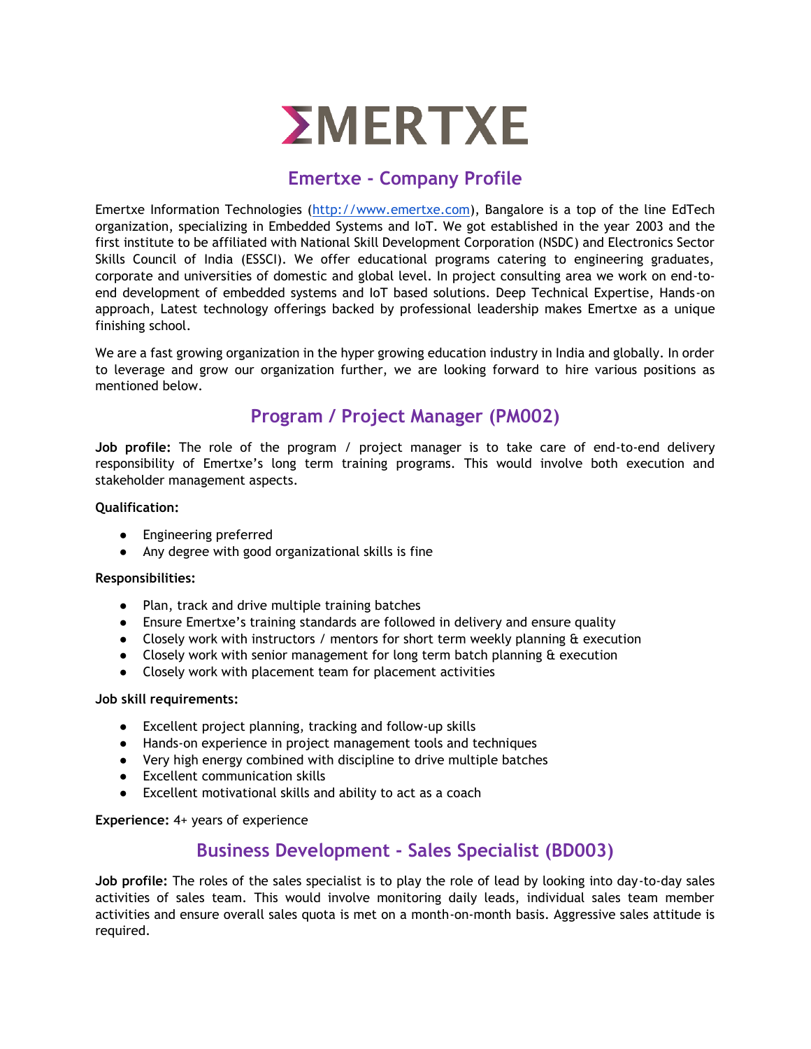# ΣMERTXE

## Emertxe - Company Profile

Emertxe Information Technologies (http://www.emertxe.com), Bangalore is a top of the line EdTech organization, specializing in Embedded Systems and IoT. We got established in the year 2003 and the first institute to be affiliated with National Skill Development Corporation (NSDC) and Electronics Sector Skills Council of India (ESSCI). We offer educational programs catering to engineering graduates, corporate and universities of domestic and global level. In project consulting area we work on end-to-end development of embedded systems and IoT based solutions. Deep Technical Expertise, Hands-on approach, Latest technology offerings backed by professional leadership makes Emertxe as a unique finishing school.

We are a fast growing organization in the hyper growing education industry in India and globally. In order to leverage and grow our organization further, we are looking forward to hire various positions as mentioned below.

## Program / Project Manager (PM002)

**Job profile:** The role of the program / project manager is to take care of end-to-end delivery responsibility of Emertxe's long term training programs. This would involve both execution and stakeholder management aspects.

**Qualification:**

- Engineering preferred
- Any degree with good organizational skills is fine

**Responsibilities:**

- Plan, track and drive multiple training batches
- Ensure Emertxe's training standards are followed in delivery and ensure quality
- Closely work with instructors / mentors for short term weekly planning & execution
- Closely work with senior management for long term batch planning & execution
- Closely work with placement team for placement activities

**Job skill requirements:**

- Excellent project planning, tracking and follow-up skills
- Hands-on experience in project management tools and techniques
- Very high energy combined with discipline to drive multiple batches
- Excellent communication skills
- Excellent motivational skills and ability to act as a coach

**Experience:** 4+ years of experience

## Business Development - Sales Specialist (BD003)

**Job profile:** The roles of the sales specialist is to play the role of lead by looking into day-to-day sales activities of sales team. This would involve monitoring daily leads, individual sales team member activities and ensure overall sales quota is met on a month-on-month basis. Aggressive sales attitude is required.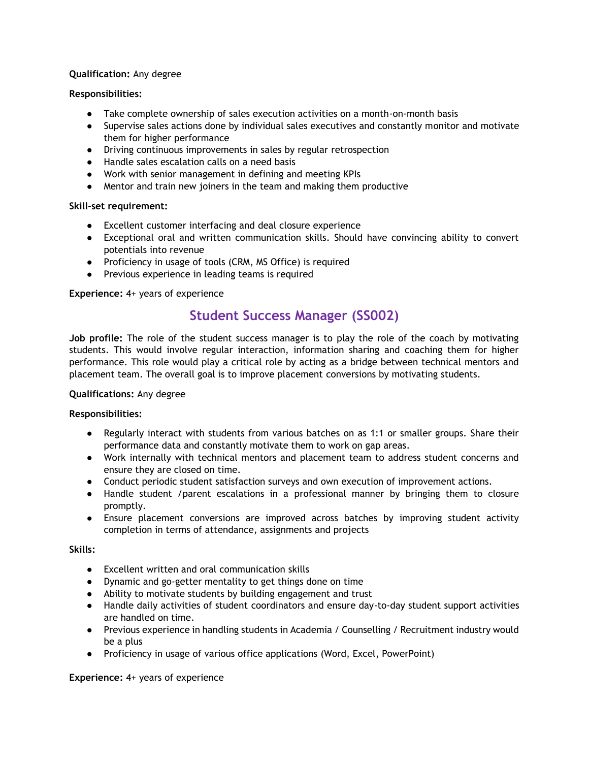**Qualification:** Any degree

**Responsibilities:**

- Take complete ownership of sales execution activities on a month-on-month basis
- Supervise sales actions done by individual sales executives and constantly monitor and motivate them for higher performance
- Driving continuous improvements in sales by regular retrospection
- Handle sales escalation calls on a need basis
- Work with senior management in defining and meeting KPIs
- Mentor and train new joiners in the team and making them productive

**Skill-set requirement:**

- Excellent customer interfacing and deal closure experience
- Exceptional oral and written communication skills. Should have convincing ability to convert potentials into revenue
- Proficiency in usage of tools (CRM, MS Office) is required
- Previous experience in leading teams is required

**Experience:** 4+ years of experience

## Student Success Manager (SS002)

**Job profile:** The role of the student success manager is to play the role of the coach by motivating students. This would involve regular interaction, information sharing and coaching them for higher performance. This role would play a critical role by acting as a bridge between technical mentors and placement team. The overall goal is to improve placement conversions by motivating students.

**Qualifications:** Any degree

**Responsibilities:**

- Regularly interact with students from various batches on as 1:1 or smaller groups. Share their performance data and constantly motivate them to work on gap areas.
- Work internally with technical mentors and placement team to address student concerns and ensure they are closed on time.
- Conduct periodic student satisfaction surveys and own execution of improvement actions.
- Handle student /parent escalations in a professional manner by bringing them to closure promptly.
- Ensure placement conversions are improved across batches by improving student activity completion in terms of attendance, assignments and projects

**Skills:**

- Excellent written and oral communication skills
- Dynamic and go-getter mentality to get things done on time
- Ability to motivate students by building engagement and trust
- Handle daily activities of student coordinators and ensure day-to-day student support activities are handled on time.
- Previous experience in handling students in Academia / Counselling / Recruitment industry would be a plus
- Proficiency in usage of various office applications (Word, Excel, PowerPoint)

**Experience:** 4+ years of experience